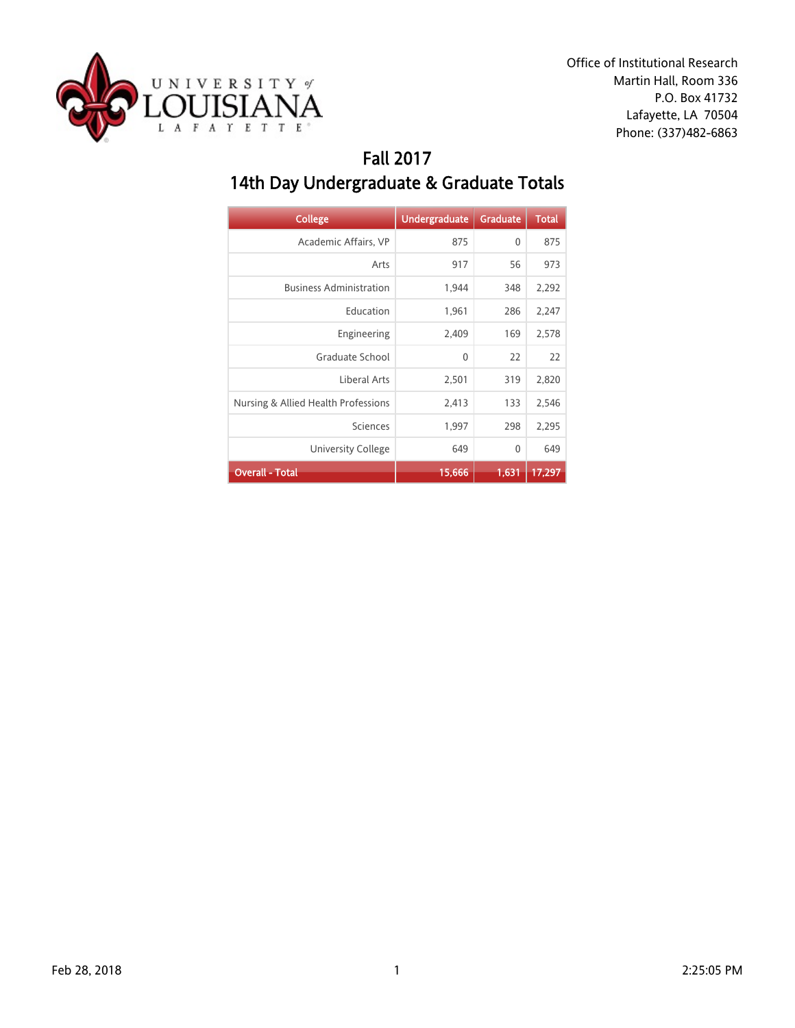Office of Institutional Research
Martin Hall, Room 336
P.O. Box 41732
Lafayette, LA 70504
Phone: (337)482-6863

# Fall 2017
## 14th Day Undergraduate & Graduate Totals

| College | Undergraduate | Graduate | Total |
|---|---|---|---|
| Academic Affairs, VP | 875 | 0 | 875 |
| Arts | 917 | 56 | 973 |
| Business Administration | 1,944 | 348 | 2,292 |
| Education | 1,961 | 286 | 2,247 |
| Engineering | 2,409 | 169 | 2,578 |
| Graduate School | 0 | 22 | 22 |
| Liberal Arts | 2,501 | 319 | 2,820 |
| Nursing & Allied Health Professions | 2,413 | 133 | 2,546 |
| Sciences | 1,997 | 298 | 2,295 |
| University College | 649 | 0 | 649 |
| **Overall - Total** | **15,666** | **1,631** | **17,297** |

Feb 28, 2018 2:25:05 PM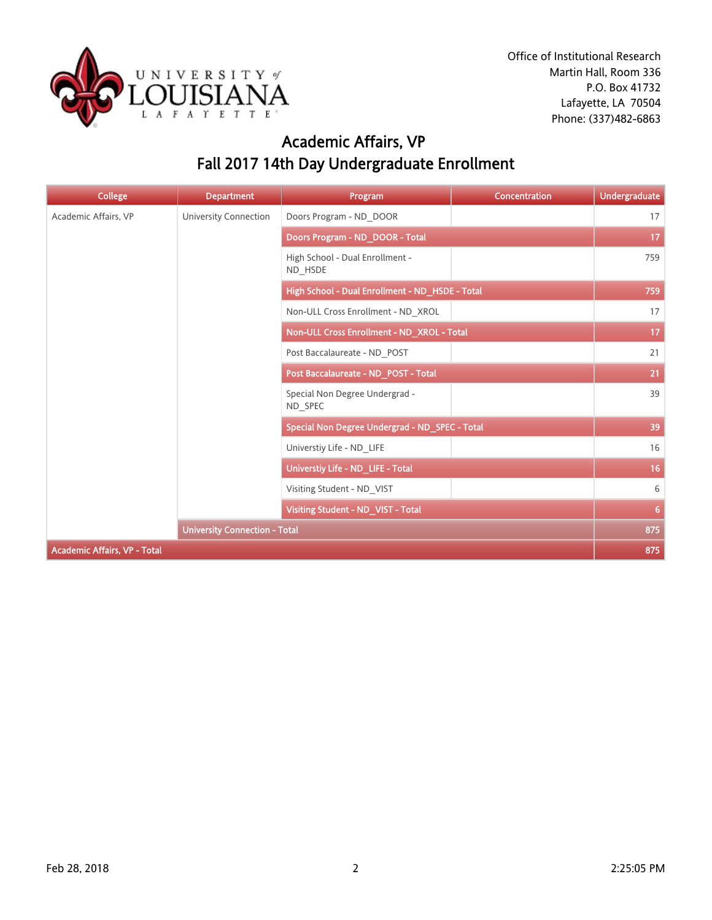Office of Institutional Research
Martin Hall, Room 336
P.O. Box 41732
Lafayette, LA 70504
Phone: (337)482-6863

# Academic Affairs, VP
## Fall 2017 14th Day Undergraduate Enrollment

| College | Department | Program | Concentration | Undergraduate |
|---|---|---|---|---|
| Academic Affairs, VP | University Connection | Doors Program - ND_DOOR | | 17 |
| | | **Doors Program - ND_DOOR - Total** | | **17** |
| | | High School - Dual Enrollment - ND_HSDE | | 759 |
| | | **High School - Dual Enrollment - ND_HSDE - Total** | | **759** |
| | | Non-ULL Cross Enrollment - ND_XROL | | 17 |
| | | **Non-ULL Cross Enrollment - ND_XROL - Total** | | **17** |
| | | Post Baccalaureate - ND_POST | | 21 |
| | | **Post Baccalaureate - ND_POST - Total** | | **21** |
| | | Special Non Degree Undergrad - ND_SPEC | | 39 |
| | | **Special Non Degree Undergrad - ND_SPEC - Total** | | **39** |
| | | Universtiy Life - ND_LIFE | | 16 |
| | | **Universtiy Life - ND_LIFE - Total** | | **16** |
| | | Visiting Student - ND_VIST | | 6 |
| | | **Visiting Student - ND_VIST - Total** | | **6** |
| | **University Connection - Total** | | | **875** |
| **Academic Affairs, VP - Total** | | | | **875** |

Feb 28, 2018 2:25:05 PM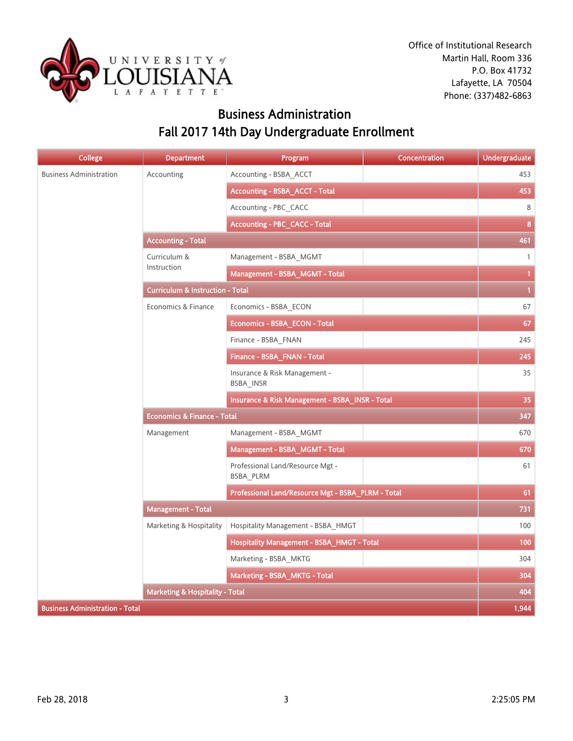Office of Institutional Research
Martin Hall, Room 336
P.O. Box 41732
Lafayette, LA 70504
Phone: (337)482-6863

# Business Administration
## Fall 2017 14th Day Undergraduate Enrollment

| College | Department | Program | Concentration | Undergraduate |
|---|---|---|---|---|
| Business Administration | Accounting | Accounting - BSBA_ACCT | | 453 |
| | | Accounting - BSBA_ACCT - Total | | 453 |
| | | Accounting - PBC_CACC | | 8 |
| | | Accounting - PBC_CACC - Total | | 8 |
| | Accounting - Total | | | 461 |
| | Curriculum & Instruction | Management - BSBA_MGMT | | 1 |
| | | Management - BSBA_MGMT - Total | | 1 |
| | Curriculum & Instruction - Total | | | 1 |
| | Economics & Finance | Economics - BSBA_ECON | | 67 |
| | | Economics - BSBA_ECON - Total | | 67 |
| | | Finance - BSBA_FNAN | | 245 |
| | | Finance - BSBA_FNAN - Total | | 245 |
| | | Insurance & Risk Management - BSBA_INSR | | 35 |
| | | Insurance & Risk Management - BSBA_INSR - Total | | 35 |
| | Economics & Finance - Total | | | 347 |
| | Management | Management - BSBA_MGMT | | 670 |
| | | Management - BSBA_MGMT - Total | | 670 |
| | | Professional Land/Resource Mgt - BSBA_PLRM | | 61 |
| | | Professional Land/Resource Mgt - BSBA_PLRM - Total | | 61 |
| | Management - Total | | | 731 |
| | Marketing & Hospitality | Hospitality Management - BSBA_HMGT | | 100 |
| | | Hospitality Management - BSBA_HMGT - Total | | 100 |
| | | Marketing - BSBA_MKTG | | 304 |
| | | Marketing - BSBA_MKTG - Total | | 304 |
| | Marketing & Hospitality - Total | | | 404 |
| Business Administration - Total | | | | 1,944 |

Feb 28, 2018 2:25:05 PM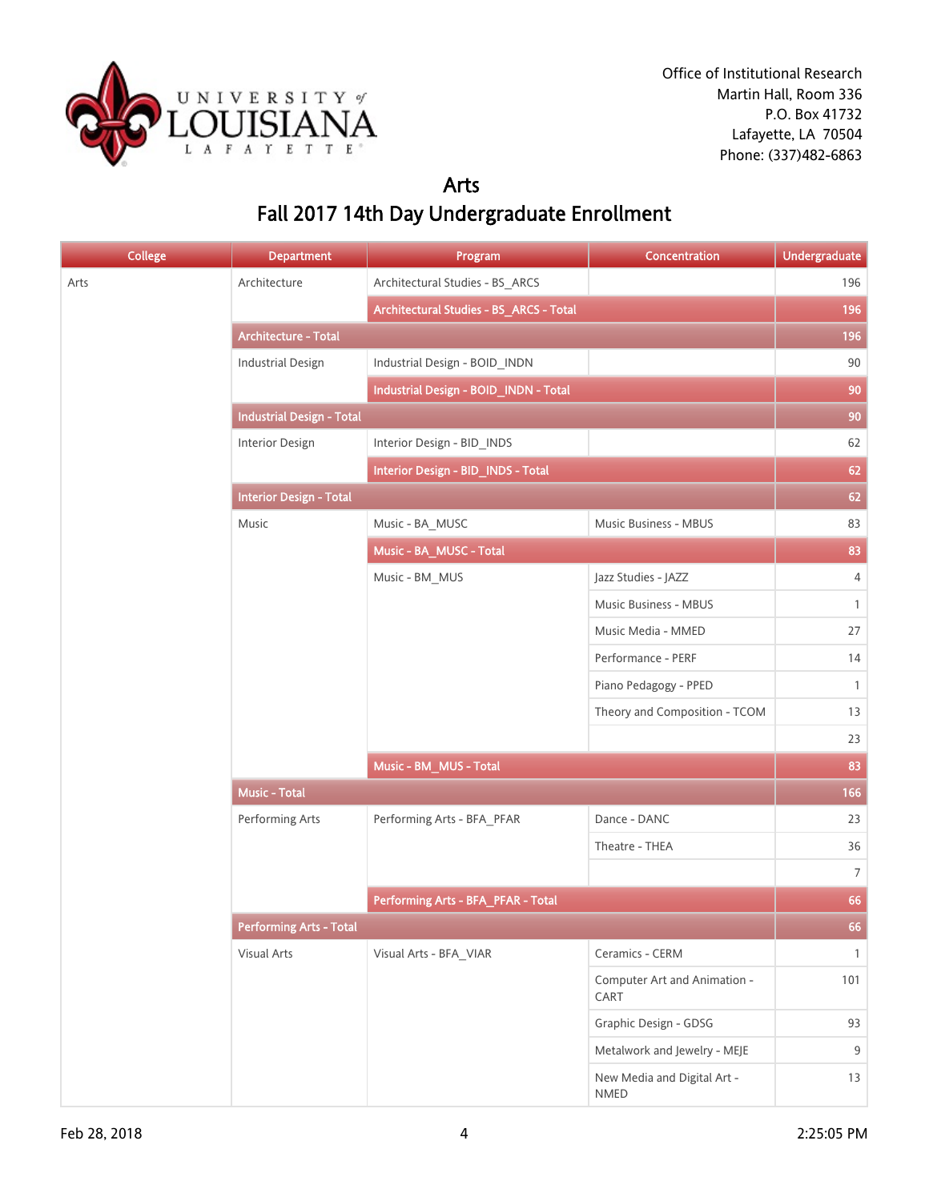Office of Institutional Research
Martin Hall, Room 336
P.O. Box 41732
Lafayette, LA 70504
Phone: (337)482-6863

# Arts

## Fall 2017 14th Day Undergraduate Enrollment

| College | Department | Program | Concentration | Undergraduate |
|---|---|---|---|---|
| Arts | Architecture | Architectural Studies - BS_ARCS | | 196 |
| | | **Architectural Studies - BS_ARCS - Total** | | **196** |
| | **Architecture - Total** | | | **196** |
| | Industrial Design | Industrial Design - BOID_INDN | | 90 |
| | | **Industrial Design - BOID_INDN - Total** | | **90** |
| | **Industrial Design - Total** | | | **90** |
| | Interior Design | Interior Design - BID_INDS | | 62 |
| | | **Interior Design - BID_INDS - Total** | | **62** |
| | **Interior Design - Total** | | | **62** |
| | Music | Music - BA_MUSC | Music Business - MBUS | 83 |
| | | **Music - BA_MUSC - Total** | | **83** |
| | | Music - BM_MUS | Jazz Studies - JAZZ | 4 |
| | | | Music Business - MBUS | 1 |
| | | | Music Media - MMED | 27 |
| | | | Performance - PERF | 14 |
| | | | Piano Pedagogy - PPED | 1 |
| | | | Theory and Composition - TCOM | 13 |
| | | | | 23 |
| | | **Music - BM_MUS - Total** | | **83** |
| | **Music - Total** | | | **166** |
| | Performing Arts | Performing Arts - BFA_PFAR | Dance - DANC | 23 |
| | | | Theatre - THEA | 36 |
| | | | | 7 |
| | | **Performing Arts - BFA_PFAR - Total** | | **66** |
| | **Performing Arts - Total** | | | **66** |
| | Visual Arts | Visual Arts - BFA_VIAR | Ceramics - CERM | 1 |
| | | | Computer Art and Animation - CART | 101 |
| | | | Graphic Design - GDSG | 93 |
| | | | Metalwork and Jewelry - MEJE | 9 |
| | | | New Media and Digital Art - NMED | 13 |

Feb 28, 2018 2:25:05 PM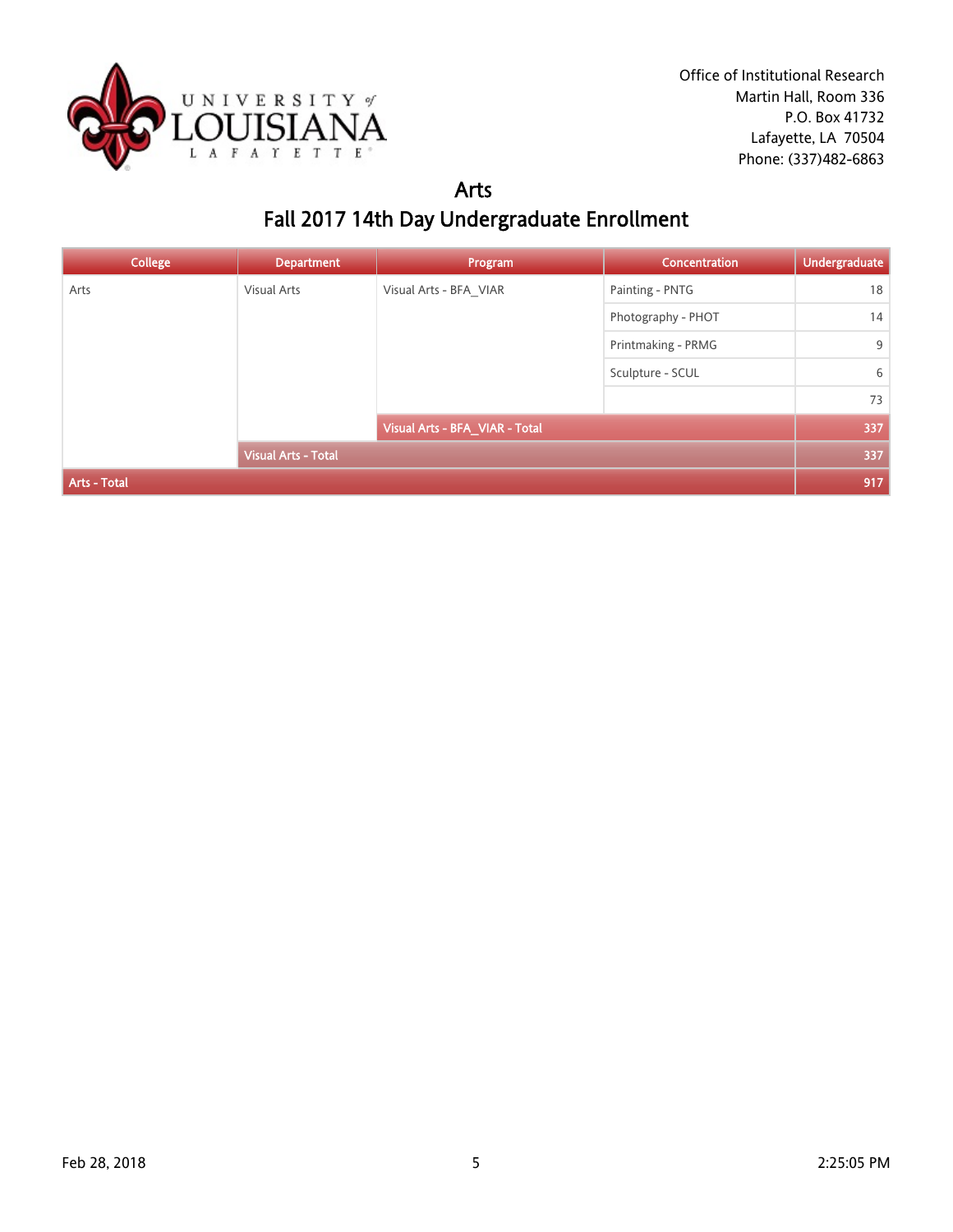Office of Institutional Research
Martin Hall, Room 336
P.O. Box 41732
Lafayette, LA 70504
Phone: (337)482-6863

# Arts

## Fall 2017 14th Day Undergraduate Enrollment

| College | Department | Program | Concentration | Undergraduate |
|---|---|---|---|---|
| Arts | Visual Arts | Visual Arts - BFA_VIAR | Painting - PNTG | 18 |
| | | | Photography - PHOT | 14 |
| | | | Printmaking - PRMG | 9 |
| | | | Sculpture - SCUL | 6 |
| | | | | 73 |
| | | Visual Arts - BFA_VIAR - Total | | 337 |
| | Visual Arts - Total | | | 337 |
| Arts - Total | | | | 917 |

Feb 28, 2018 2:25:05 PM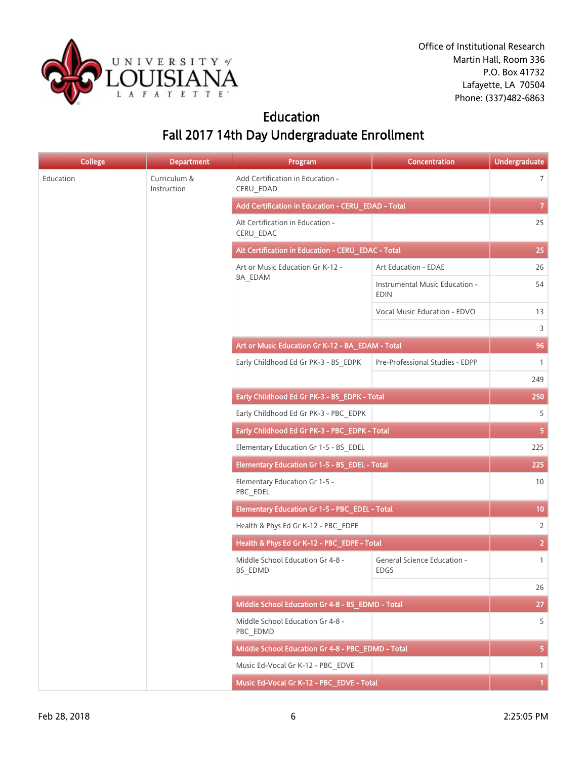Office of Institutional Research
Martin Hall, Room 336
P.O. Box 41732
Lafayette, LA 70504
Phone: (337)482-6863

# Education
## Fall 2017 14th Day Undergraduate Enrollment

| College | Department | Program | Concentration | Undergraduate |
|---|---|---|---|---|
| Education | Curriculum & Instruction | Add Certification in Education - CERU_EDAD | | 7 |
| | | **Add Certification in Education - CERU_EDAD - Total** | | **7** |
| | | Alt Certification in Education - CERU_EDAC | | 25 |
| | | **Alt Certification in Education - CERU_EDAC - Total** | | **25** |
| | | Art or Music Education Gr K-12 - BA_EDAM | Art Education - EDAE | 26 |
| | | | Instrumental Music Education - EDIN | 54 |
| | | | Vocal Music Education - EDVO | 13 |
| | | | | 3 |
| | | **Art or Music Education Gr K-12 - BA_EDAM - Total** | | **96** |
| | | Early Childhood Ed Gr PK-3 - BS_EDPK | Pre-Professional Studies - EDPP | 1 |
| | | | | 249 |
| | | **Early Childhood Ed Gr PK-3 - BS_EDPK - Total** | | **250** |
| | | Early Childhood Ed Gr PK-3 - PBC_EDPK | | 5 |
| | | **Early Childhood Ed Gr PK-3 - PBC_EDPK - Total** | | **5** |
| | | Elementary Education Gr 1-5 - BS_EDEL | | 225 |
| | | **Elementary Education Gr 1-5 - BS_EDEL - Total** | | **225** |
| | | Elementary Education Gr 1-5 - PBC_EDEL | | 10 |
| | | **Elementary Education Gr 1-5 - PBC_EDEL - Total** | | **10** |
| | | Health & Phys Ed Gr K-12 - PBC_EDPE | | 2 |
| | | **Health & Phys Ed Gr K-12 - PBC_EDPE - Total** | | **2** |
| | | Middle School Education Gr 4-8 - BS_EDMD | General Science Education - EDGS | 1 |
| | | | | 26 |
| | | **Middle School Education Gr 4-8 - BS_EDMD - Total** | | **27** |
| | | Middle School Education Gr 4-8 - PBC_EDMD | | 5 |
| | | **Middle School Education Gr 4-8 - PBC_EDMD - Total** | | **5** |
| | | Music Ed-Vocal Gr K-12 - PBC_EDVE | | 1 |
| | | **Music Ed-Vocal Gr K-12 - PBC_EDVE - Total** | | **1** |

Feb 28, 2018 2:25:05 PM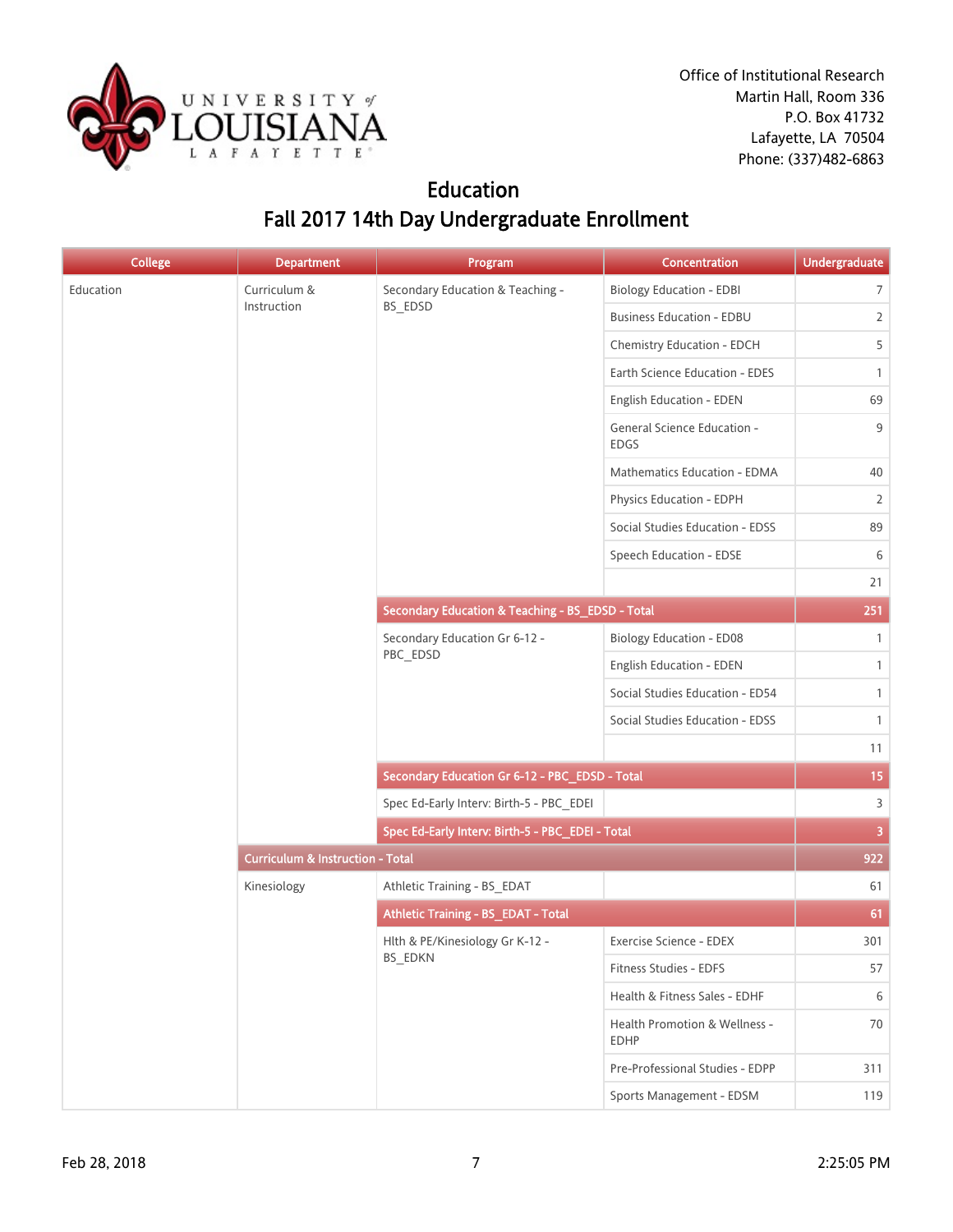Office of Institutional Research
Martin Hall, Room 336
P.O. Box 41732
Lafayette, LA 70504
Phone: (337)482-6863

# Education

## Fall 2017 14th Day Undergraduate Enrollment

| College | Department | Program | Concentration | Undergraduate |
|---|---|---|---|---|
| Education | Curriculum & Instruction | Secondary Education & Teaching - BS_EDSD | Biology Education - EDBI | 7 |
| | | | Business Education - EDBU | 2 |
| | | | Chemistry Education - EDCH | 5 |
| | | | Earth Science Education - EDES | 1 |
| | | | English Education - EDEN | 69 |
| | | | General Science Education - EDGS | 9 |
| | | | Mathematics Education - EDMA | 40 |
| | | | Physics Education - EDPH | 2 |
| | | | Social Studies Education - EDSS | 89 |
| | | | Speech Education - EDSE | 6 |
| | | | | 21 |
| | | Secondary Education & Teaching - BS_EDSD - Total | | 251 |
| | | Secondary Education Gr 6-12 - PBC_EDSD | Biology Education - ED08 | 1 |
| | | | English Education - EDEN | 1 |
| | | | Social Studies Education - ED54 | 1 |
| | | | Social Studies Education - EDSS | 1 |
| | | | | 11 |
| | | Secondary Education Gr 6-12 - PBC_EDSD - Total | | 15 |
| | | Spec Ed-Early Interv: Birth-5 - PBC_EDEI | | 3 |
| | | Spec Ed-Early Interv: Birth-5 - PBC_EDEI - Total | | 3 |
| | Curriculum & Instruction - Total | | | 922 |
| | Kinesiology | Athletic Training - BS_EDAT | | 61 |
| | | Athletic Training - BS_EDAT - Total | | 61 |
| | | Hlth & PE/Kinesiology Gr K-12 - BS_EDKN | Exercise Science - EDEX | 301 |
| | | | Fitness Studies - EDFS | 57 |
| | | | Health & Fitness Sales - EDHF | 6 |
| | | | Health Promotion & Wellness - EDHP | 70 |
| | | | Pre-Professional Studies - EDPP | 311 |
| | | | Sports Management - EDSM | 119 |

Feb 28, 2018 2:25:05 PM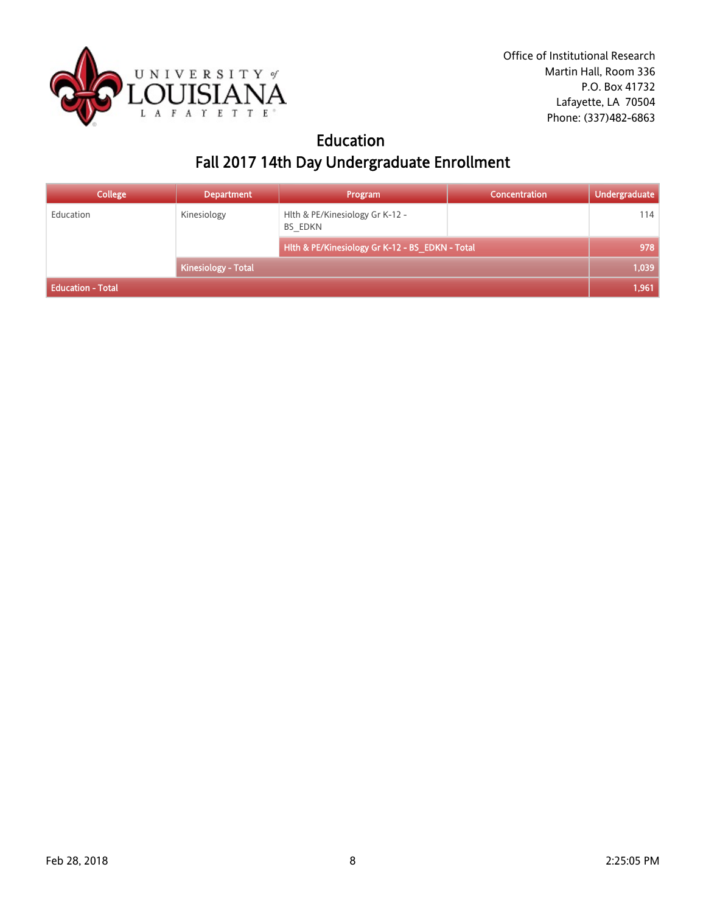Office of Institutional Research
Martin Hall, Room 336
P.O. Box 41732
Lafayette, LA 70504
Phone: (337)482-6863

# Education
## Fall 2017 14th Day Undergraduate Enrollment

| College | Department | Program | Concentration | Undergraduate |
|---|---|---|---|---|
| Education | Kinesiology | Hlth & PE/Kinesiology Gr K-12 - BS_EDKN | | 114 |
| | | **Hlth & PE/Kinesiology Gr K-12 - BS_EDKN - Total** | | **978** |
| | **Kinesiology - Total** | | | **1,039** |
| **Education - Total** | | | | **1,961** |

Feb 28, 2018 2:25:05 PM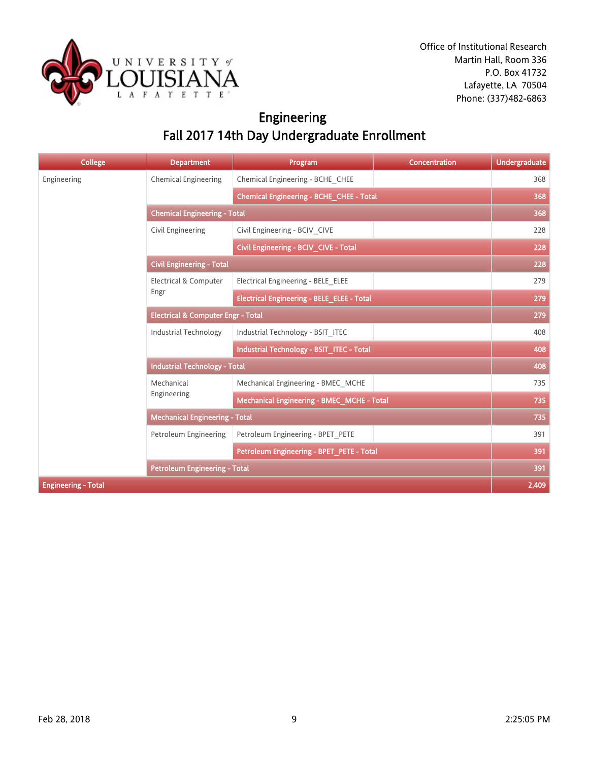Office of Institutional Research
Martin Hall, Room 336
P.O. Box 41732
Lafayette, LA 70504
Phone: (337)482-6863

# Engineering
## Fall 2017 14th Day Undergraduate Enrollment

| College | Department | Program | Concentration | Undergraduate |
|---|---|---|---|---|
| Engineering | Chemical Engineering | Chemical Engineering - BCHE_CHEE | | 368 |
| | | **Chemical Engineering - BCHE_CHEE - Total** | | **368** |
| | **Chemical Engineering - Total** | | | **368** |
| | Civil Engineering | Civil Engineering - BCIV_CIVE | | 228 |
| | | **Civil Engineering - BCIV_CIVE - Total** | | **228** |
| | **Civil Engineering - Total** | | | **228** |
| | Electrical & Computer Engr | Electrical Engineering - BELE_ELEE | | 279 |
| | | **Electrical Engineering - BELE_ELEE - Total** | | **279** |
| | **Electrical & Computer Engr - Total** | | | **279** |
| | Industrial Technology | Industrial Technology - BSIT_ITEC | | 408 |
| | | **Industrial Technology - BSIT_ITEC - Total** | | **408** |
| | **Industrial Technology - Total** | | | **408** |
| | Mechanical Engineering | Mechanical Engineering - BMEC_MCHE | | 735 |
| | | **Mechanical Engineering - BMEC_MCHE - Total** | | **735** |
| | **Mechanical Engineering - Total** | | | **735** |
| | Petroleum Engineering | Petroleum Engineering - BPET_PETE | | 391 |
| | | **Petroleum Engineering - BPET_PETE - Total** | | **391** |
| | **Petroleum Engineering - Total** | | | **391** |
| **Engineering - Total** | | | | **2,409** |

Feb 28, 2018 2:25:05 PM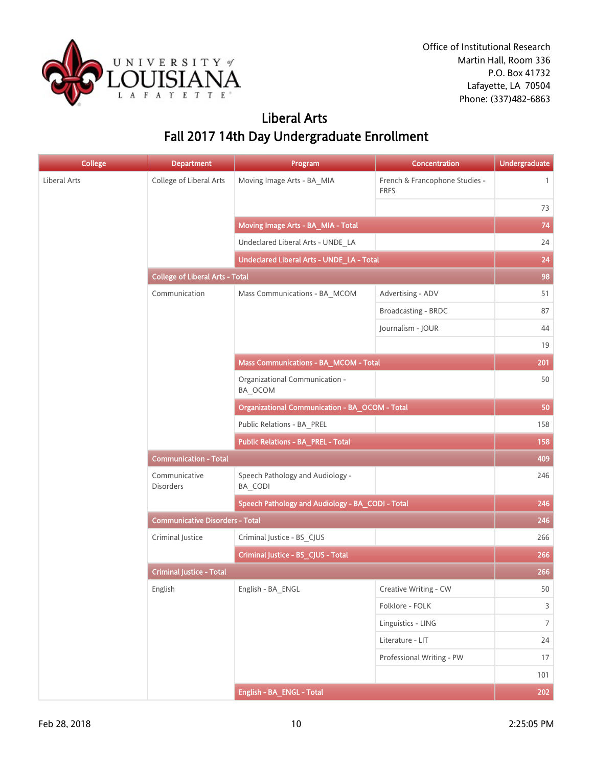Office of Institutional Research
Martin Hall, Room 336
P.O. Box 41732
Lafayette, LA 70504
Phone: (337)482-6863

# Liberal Arts
## Fall 2017 14th Day Undergraduate Enrollment

| College | Department | Program | Concentration | Undergraduate |
|---|---|---|---|---|
| Liberal Arts | College of Liberal Arts | Moving Image Arts - BA_MIA | French & Francophone Studies - FRFS | 1 |
| | | | | 73 |
| | | Moving Image Arts - BA_MIA - Total | | 74 |
| | | Undeclared Liberal Arts - UNDE_LA | | 24 |
| | | Undeclared Liberal Arts - UNDE_LA - Total | | 24 |
| | College of Liberal Arts - Total | | | 98 |
| | Communication | Mass Communications - BA_MCOM | Advertising - ADV | 51 |
| | | | Broadcasting - BRDC | 87 |
| | | | Journalism - JOUR | 44 |
| | | | | 19 |
| | | Mass Communications - BA_MCOM - Total | | 201 |
| | | Organizational Communication - BA_OCOM | | 50 |
| | | Organizational Communication - BA_OCOM - Total | | 50 |
| | | Public Relations - BA_PREL | | 158 |
| | | Public Relations - BA_PREL - Total | | 158 |
| | Communication - Total | | | 409 |
| | Communicative Disorders | Speech Pathology and Audiology - BA_CODI | | 246 |
| | | Speech Pathology and Audiology - BA_CODI - Total | | 246 |
| | Communicative Disorders - Total | | | 246 |
| | Criminal Justice | Criminal Justice - BS_CJUS | | 266 |
| | | Criminal Justice - BS_CJUS - Total | | 266 |
| | Criminal Justice - Total | | | 266 |
| | English | English - BA_ENGL | Creative Writing - CW | 50 |
| | | | Folklore - FOLK | 3 |
| | | | Linguistics - LING | 7 |
| | | | Literature - LIT | 24 |
| | | | Professional Writing - PW | 17 |
| | | | | 101 |
| | | English - BA_ENGL - Total | | 202 |

Feb 28, 2018 2:25:05 PM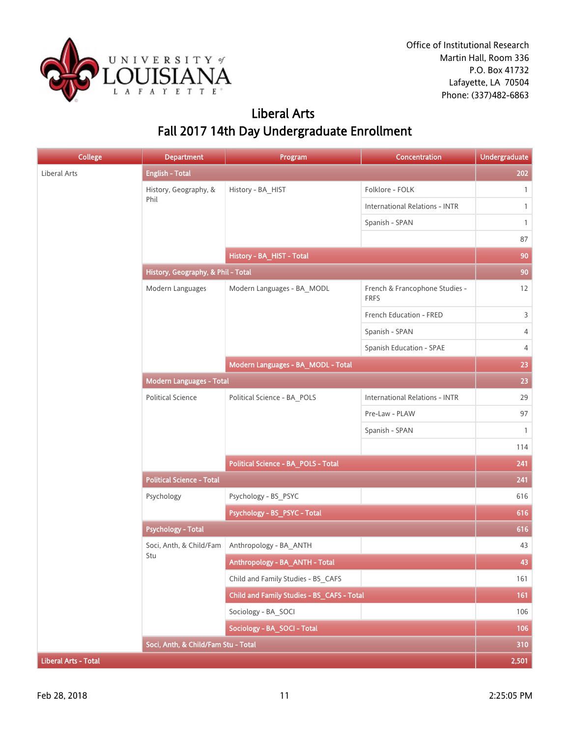Office of Institutional Research
Martin Hall, Room 336
P.O. Box 41732
Lafayette, LA 70504
Phone: (337)482-6863

# Liberal Arts

## Fall 2017 14th Day Undergraduate Enrollment

| College | Department | Program | Concentration | Undergraduate |
|---|---|---|---|---|
| Liberal Arts | **English - Total** | | | **202** |
| | History, Geography, & Phil | History - BA_HIST | Folklore - FOLK | 1 |
| | | | International Relations - INTR | 1 |
| | | | Spanish - SPAN | 1 |
| | | | | 87 |
| | | **History - BA_HIST - Total** | | **90** |
| | **History, Geography, & Phil - Total** | | | **90** |
| | Modern Languages | Modern Languages - BA_MODL | French & Francophone Studies - FRFS | 12 |
| | | | French Education - FRED | 3 |
| | | | Spanish - SPAN | 4 |
| | | | Spanish Education - SPAE | 4 |
| | | **Modern Languages - BA_MODL - Total** | | **23** |
| | **Modern Languages - Total** | | | **23** |
| | Political Science | Political Science - BA_POLS | International Relations - INTR | 29 |
| | | | Pre-Law - PLAW | 97 |
| | | | Spanish - SPAN | 1 |
| | | | | 114 |
| | | **Political Science - BA_POLS - Total** | | **241** |
| | **Political Science - Total** | | | **241** |
| | Psychology | Psychology - BS_PSYC | | 616 |
| | | **Psychology - BS_PSYC - Total** | | **616** |
| | **Psychology - Total** | | | **616** |
| | Soci, Anth, & Child/Fam Stu | Anthropology - BA_ANTH | | 43 |
| | | **Anthropology - BA_ANTH - Total** | | **43** |
| | | Child and Family Studies - BS_CAFS | | 161 |
| | | **Child and Family Studies - BS_CAFS - Total** | | **161** |
| | | Sociology - BA_SOCI | | 106 |
| | | **Sociology - BA_SOCI - Total** | | **106** |
| | **Soci, Anth, & Child/Fam Stu - Total** | | | **310** |
| **Liberal Arts - Total** | | | | **2,501** |

Feb 28, 2018 | 2:25:05 PM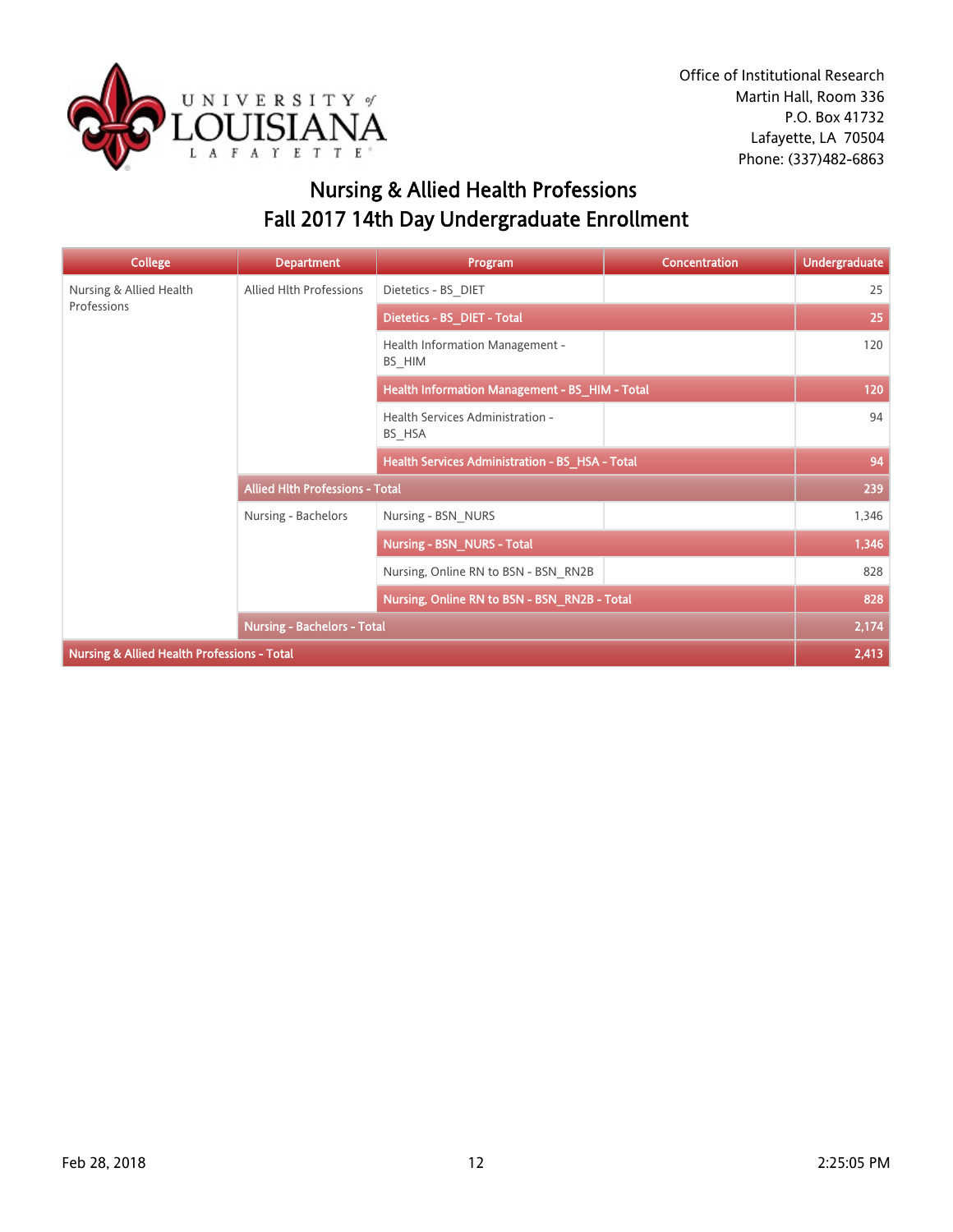Office of Institutional Research
Martin Hall, Room 336
P.O. Box 41732
Lafayette, LA 70504
Phone: (337)482-6863

# Nursing & Allied Health Professions
## Fall 2017 14th Day Undergraduate Enrollment

| College | Department | Program | Concentration | Undergraduate |
|---|---|---|---|---|
| Nursing & Allied Health Professions | Allied Hlth Professions | Dietetics - BS_DIET | | 25 |
| | | **Dietetics - BS_DIET - Total** | | **25** |
| | | Health Information Management - BS_HIM | | 120 |
| | | **Health Information Management - BS_HIM - Total** | | **120** |
| | | Health Services Administration - BS_HSA | | 94 |
| | | **Health Services Administration - BS_HSA - Total** | | **94** |
| | **Allied Hlth Professions - Total** | | | **239** |
| | Nursing - Bachelors | Nursing - BSN_NURS | | 1,346 |
| | | **Nursing - BSN_NURS - Total** | | **1,346** |
| | | Nursing, Online RN to BSN - BSN_RN2B | | 828 |
| | | **Nursing, Online RN to BSN - BSN_RN2B - Total** | | **828** |
| | **Nursing - Bachelors - Total** | | | **2,174** |
| **Nursing & Allied Health Professions - Total** | | | | **2,413** |

Feb 28, 2018 — 2:25:05 PM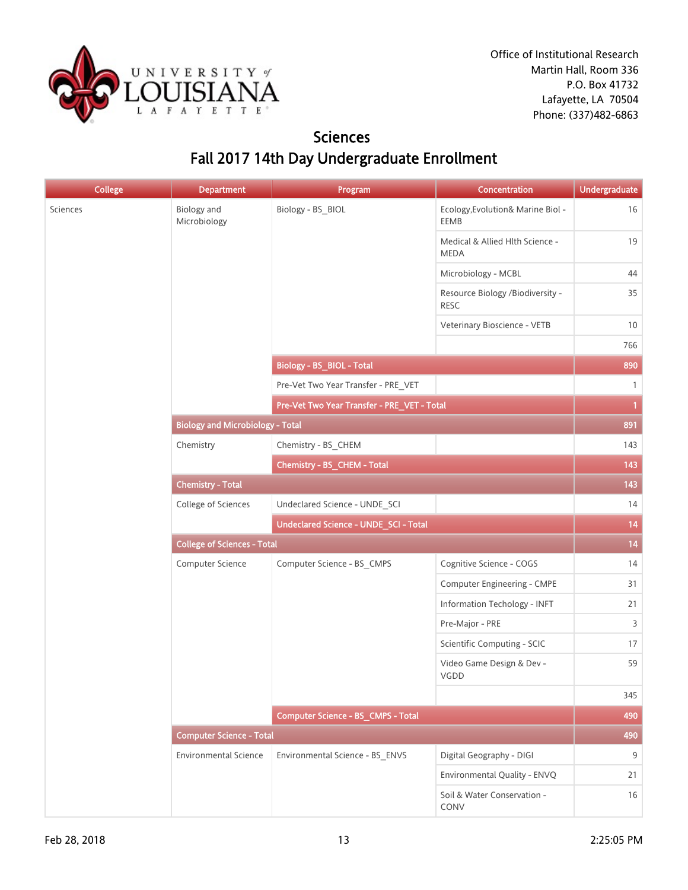Office of Institutional Research
Martin Hall, Room 336
P.O. Box 41732
Lafayette, LA 70504
Phone: (337)482-6863

# Sciences
## Fall 2017 14th Day Undergraduate Enrollment

| College | Department | Program | Concentration | Undergraduate |
|---|---|---|---|---|
| Sciences | Biology and Microbiology | Biology - BS_BIOL | Ecology,Evolution& Marine Biol - EEMB | 16 |
| | | | Medical & Allied Hlth Science - MEDA | 19 |
| | | | Microbiology - MCBL | 44 |
| | | | Resource Biology /Biodiversity - RESC | 35 |
| | | | Veterinary Bioscience - VETB | 10 |
| | | | | 766 |
| | | **Biology - BS_BIOL - Total** | | **890** |
| | | Pre-Vet Two Year Transfer - PRE_VET | | 1 |
| | | **Pre-Vet Two Year Transfer - PRE_VET - Total** | | **1** |
| | **Biology and Microbiology - Total** | | | **891** |
| | Chemistry | Chemistry - BS_CHEM | | 143 |
| | | **Chemistry - BS_CHEM - Total** | | **143** |
| | **Chemistry - Total** | | | **143** |
| | College of Sciences | Undeclared Science - UNDE_SCI | | 14 |
| | | **Undeclared Science - UNDE_SCI - Total** | | **14** |
| | **College of Sciences - Total** | | | **14** |
| | Computer Science | Computer Science - BS_CMPS | Cognitive Science - COGS | 14 |
| | | | Computer Engineering - CMPE | 31 |
| | | | Information Techology - INFT | 21 |
| | | | Pre-Major - PRE | 3 |
| | | | Scientific Computing - SCIC | 17 |
| | | | Video Game Design & Dev - VGDD | 59 |
| | | | | 345 |
| | | **Computer Science - BS_CMPS - Total** | | **490** |
| | **Computer Science - Total** | | | **490** |
| | Environmental Science | Environmental Science - BS_ENVS | Digital Geography - DIGI | 9 |
| | | | Environmental Quality - ENVQ | 21 |
| | | | Soil & Water Conservation - CONV | 16 |

Feb 28, 2018 2:25:05 PM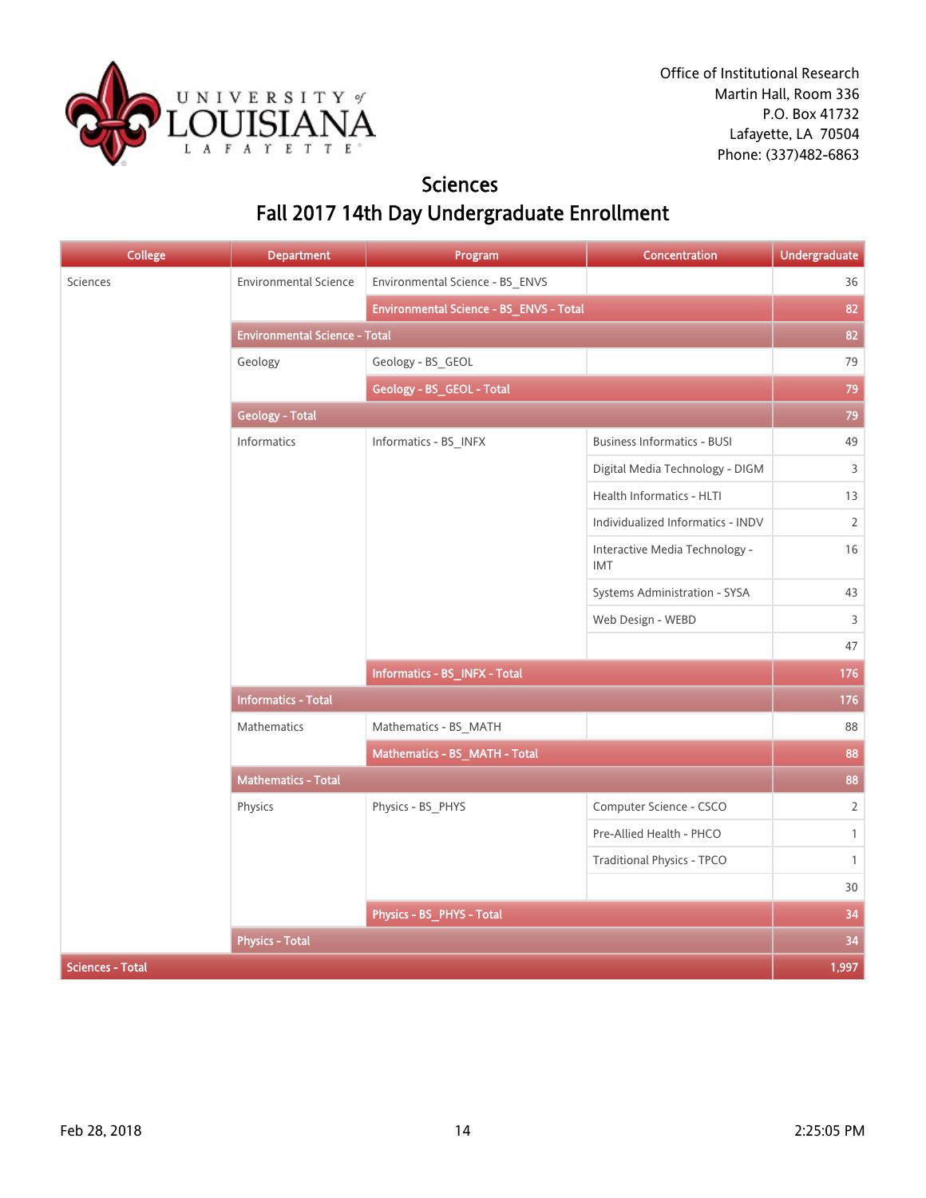Office of Institutional Research
Martin Hall, Room 336
P.O. Box 41732
Lafayette, LA 70504
Phone: (337)482-6863

# Sciences
## Fall 2017 14th Day Undergraduate Enrollment

| College | Department | Program | Concentration | Undergraduate |
|---|---|---|---|---|
| Sciences | Environmental Science | Environmental Science - BS_ENVS | | 36 |
| | | **Environmental Science - BS_ENVS - Total** | | **82** |
| | **Environmental Science - Total** | | | **82** |
| | Geology | Geology - BS_GEOL | | 79 |
| | | **Geology - BS_GEOL - Total** | | **79** |
| | **Geology - Total** | | | **79** |
| | Informatics | Informatics - BS_INFX | Business Informatics - BUSI | 49 |
| | | | Digital Media Technology - DIGM | 3 |
| | | | Health Informatics - HLTI | 13 |
| | | | Individualized Informatics - INDV | 2 |
| | | | Interactive Media Technology - IMT | 16 |
| | | | Systems Administration - SYSA | 43 |
| | | | Web Design - WEBD | 3 |
| | | | | 47 |
| | | **Informatics - BS_INFX - Total** | | **176** |
| | **Informatics - Total** | | | **176** |
| | Mathematics | Mathematics - BS_MATH | | 88 |
| | | **Mathematics - BS_MATH - Total** | | **88** |
| | **Mathematics - Total** | | | **88** |
| | Physics | Physics - BS_PHYS | Computer Science - CSCO | 2 |
| | | | Pre-Allied Health - PHCO | 1 |
| | | | Traditional Physics - TPCO | 1 |
| | | | | 30 |
| | | **Physics - BS_PHYS - Total** | | **34** |
| | **Physics - Total** | | | **34** |
| **Sciences - Total** | | | | **1,997** |

Feb 28, 2018 2:25:05 PM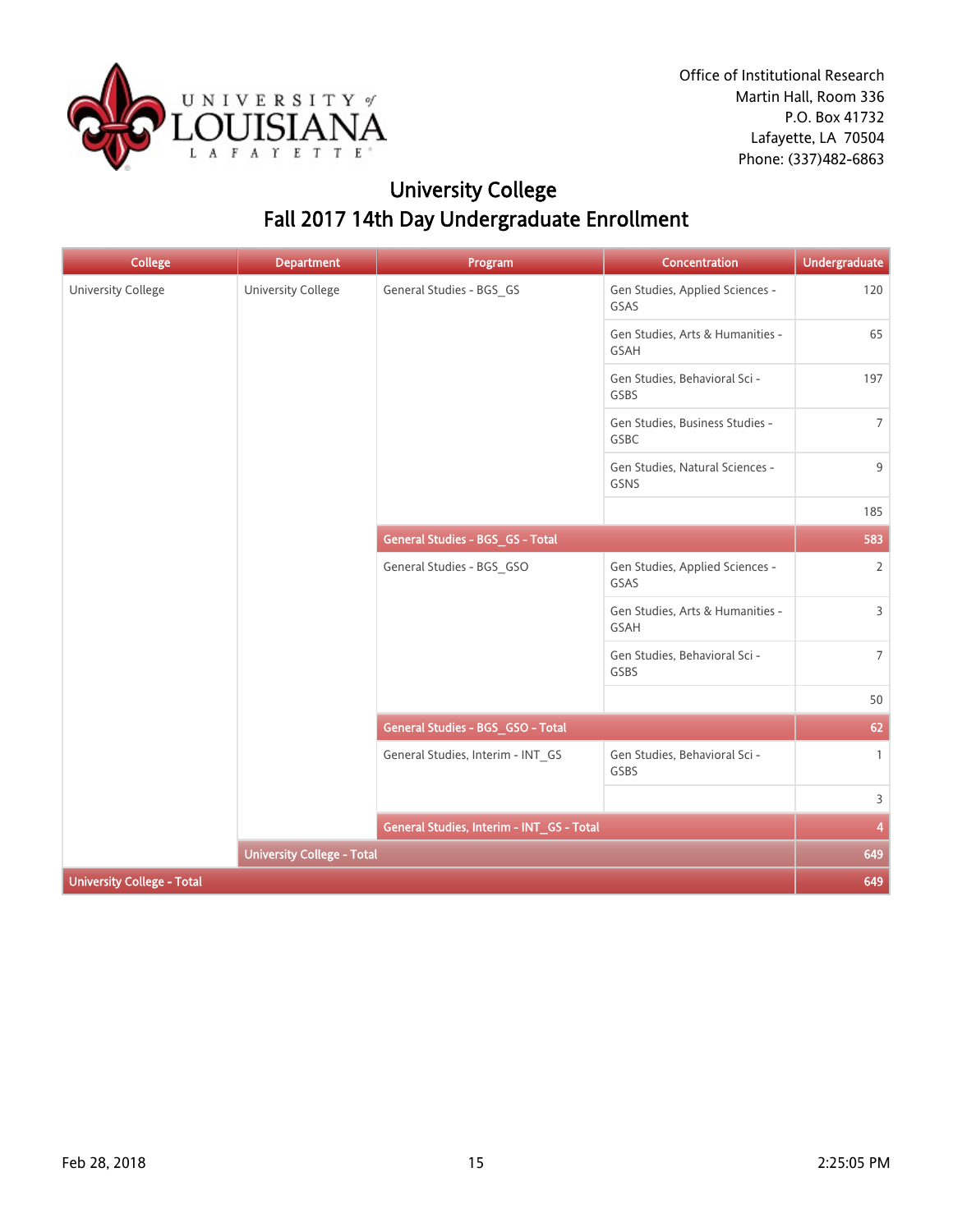Office of Institutional Research
Martin Hall, Room 336
P.O. Box 41732
Lafayette, LA 70504
Phone: (337)482-6863

# University College
## Fall 2017 14th Day Undergraduate Enrollment

| College | Department | Program | Concentration | Undergraduate |
|---|---|---|---|---|
| University College | University College | General Studies - BGS_GS | Gen Studies, Applied Sciences - GSAS | 120 |
| | | | Gen Studies, Arts & Humanities - GSAH | 65 |
| | | | Gen Studies, Behavioral Sci - GSBS | 197 |
| | | | Gen Studies, Business Studies - GSBC | 7 |
| | | | Gen Studies, Natural Sciences - GSNS | 9 |
| | | | | 185 |
| | | **General Studies - BGS_GS - Total** | | **583** |
| | | General Studies - BGS_GSO | Gen Studies, Applied Sciences - GSAS | 2 |
| | | | Gen Studies, Arts & Humanities - GSAH | 3 |
| | | | Gen Studies, Behavioral Sci - GSBS | 7 |
| | | | | 50 |
| | | **General Studies - BGS_GSO - Total** | | **62** |
| | | General Studies, Interim - INT_GS | Gen Studies, Behavioral Sci - GSBS | 1 |
| | | | | 3 |
| | | **General Studies, Interim - INT_GS - Total** | | **4** |
| | **University College - Total** | | | **649** |
| **University College - Total** | | | | **649** |

Feb 28, 2018 2:25:05 PM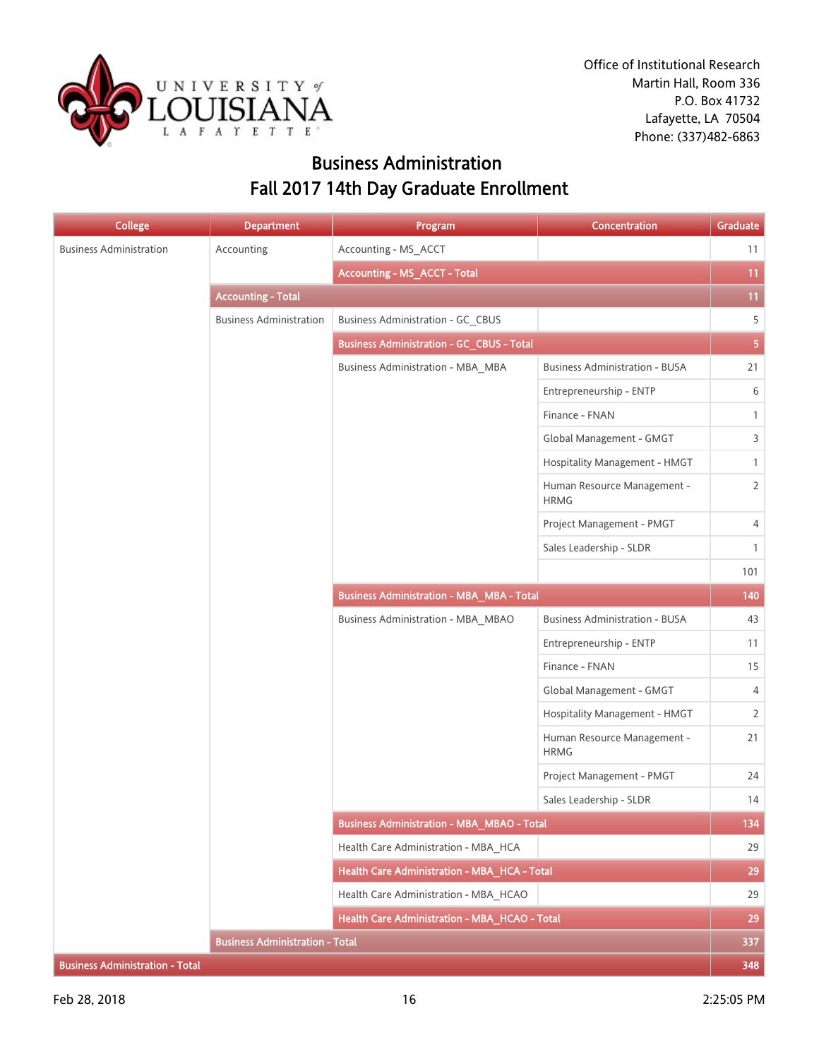Office of Institutional Research
Martin Hall, Room 336
P.O. Box 41732
Lafayette, LA 70504
Phone: (337)482-6863

# Business Administration
## Fall 2017 14th Day Graduate Enrollment

| College | Department | Program | Concentration | Graduate |
|---|---|---|---|---|
| Business Administration | Accounting | Accounting - MS_ACCT | | 11 |
| | | **Accounting - MS_ACCT - Total** | | **11** |
| | **Accounting - Total** | | | **11** |
| | Business Administration | Business Administration - GC_CBUS | | 5 |
| | | **Business Administration - GC_CBUS - Total** | | **5** |
| | | Business Administration - MBA_MBA | Business Administration - BUSA | 21 |
| | | | Entrepreneurship - ENTP | 6 |
| | | | Finance - FNAN | 1 |
| | | | Global Management - GMGT | 3 |
| | | | Hospitality Management - HMGT | 1 |
| | | | Human Resource Management - HRMG | 2 |
| | | | Project Management - PMGT | 4 |
| | | | Sales Leadership - SLDR | 1 |
| | | | | 101 |
| | | **Business Administration - MBA_MBA - Total** | | **140** |
| | | Business Administration - MBA_MBAO | Business Administration - BUSA | 43 |
| | | | Entrepreneurship - ENTP | 11 |
| | | | Finance - FNAN | 15 |
| | | | Global Management - GMGT | 4 |
| | | | Hospitality Management - HMGT | 2 |
| | | | Human Resource Management - HRMG | 21 |
| | | | Project Management - PMGT | 24 |
| | | | Sales Leadership - SLDR | 14 |
| | | **Business Administration - MBA_MBAO - Total** | | **134** |
| | | Health Care Administration - MBA_HCA | | 29 |
| | | **Health Care Administration - MBA_HCA - Total** | | **29** |
| | | Health Care Administration - MBA_HCAO | | 29 |
| | | **Health Care Administration - MBA_HCAO - Total** | | **29** |
| | **Business Administration - Total** | | | **337** |
| **Business Administration - Total** | | | | **348** |

Feb 28, 2018 2:25:05 PM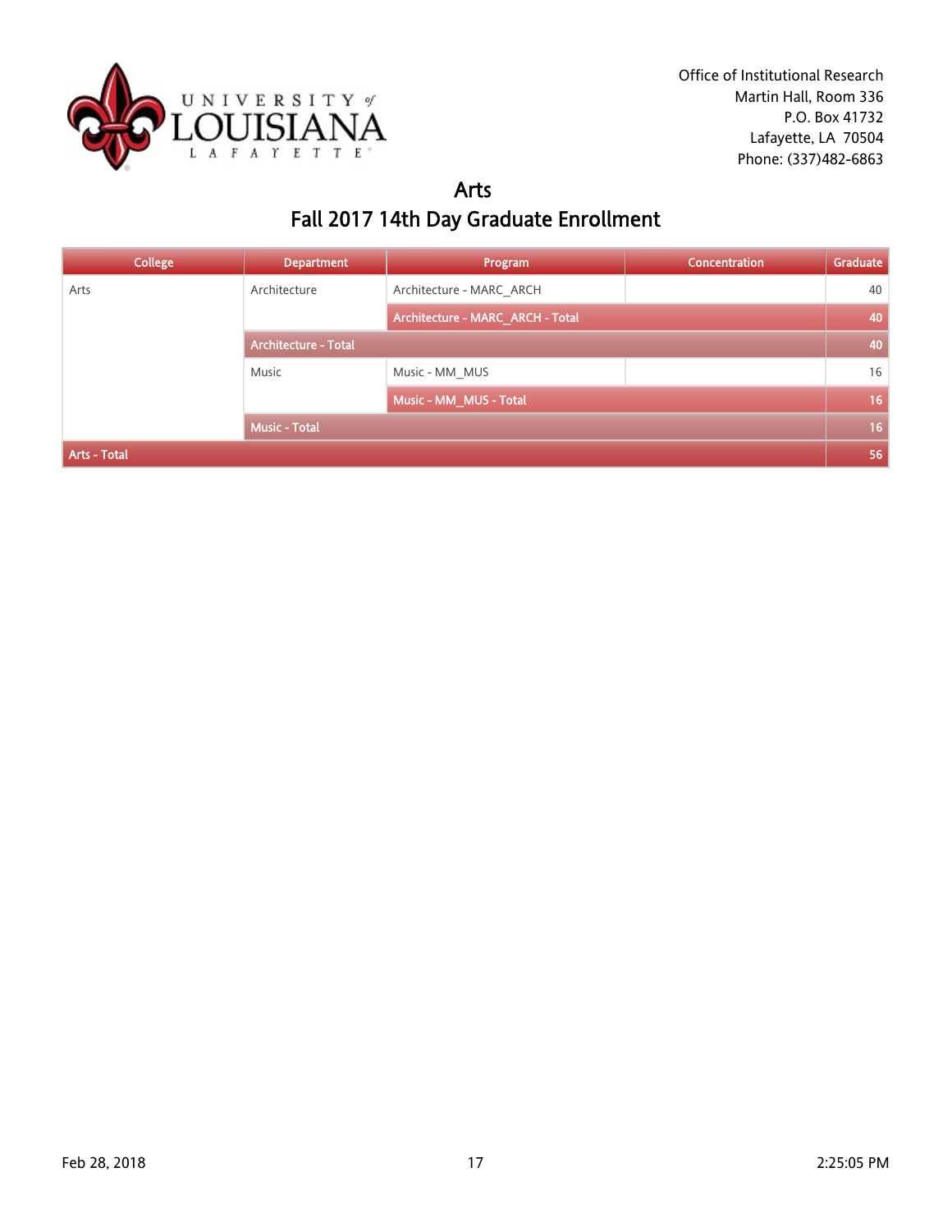Office of Institutional Research
Martin Hall, Room 336
P.O. Box 41732
Lafayette, LA 70504
Phone: (337)482-6863

# Arts
## Fall 2017 14th Day Graduate Enrollment

| College | Department | Program | Concentration | Graduate |
|---|---|---|---|---|
| Arts | Architecture | Architecture - MARC_ARCH | | 40 |
| | | **Architecture - MARC_ARCH - Total** | | **40** |
| | **Architecture - Total** | | | **40** |
| | Music | Music - MM_MUS | | 16 |
| | | **Music - MM_MUS - Total** | | **16** |
| | **Music - Total** | | | **16** |
| **Arts - Total** | | | | **56** |

Feb 28, 2018 2:25:05 PM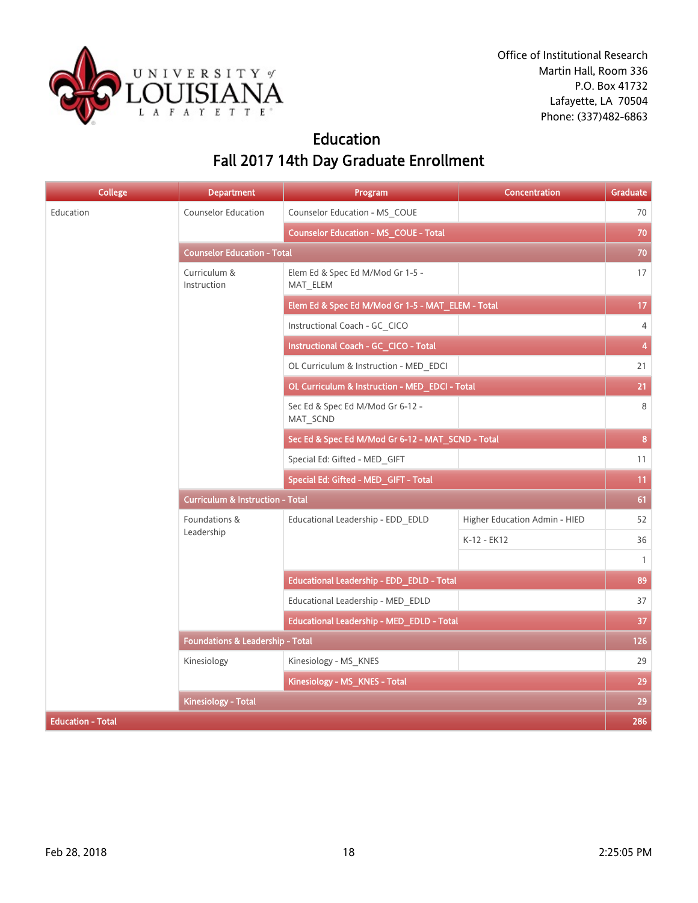Office of Institutional Research
Martin Hall, Room 336
P.O. Box 41732
Lafayette, LA 70504
Phone: (337)482-6863

# Education
## Fall 2017 14th Day Graduate Enrollment

| College | Department | Program | Concentration | Graduate |
|---|---|---|---|---|
| Education | Counselor Education | Counselor Education - MS_COUE | | 70 |
| | | Counselor Education - MS_COUE - Total | | 70 |
| | Counselor Education - Total | | | 70 |
| | Curriculum & Instruction | Elem Ed & Spec Ed M/Mod Gr 1-5 - MAT_ELEM | | 17 |
| | | Elem Ed & Spec Ed M/Mod Gr 1-5 - MAT_ELEM - Total | | 17 |
| | | Instructional Coach - GC_CICO | | 4 |
| | | Instructional Coach - GC_CICO - Total | | 4 |
| | | OL Curriculum & Instruction - MED_EDCI | | 21 |
| | | OL Curriculum & Instruction - MED_EDCI - Total | | 21 |
| | | Sec Ed & Spec Ed M/Mod Gr 6-12 - MAT_SCND | | 8 |
| | | Sec Ed & Spec Ed M/Mod Gr 6-12 - MAT_SCND - Total | | 8 |
| | | Special Ed: Gifted - MED_GIFT | | 11 |
| | | Special Ed: Gifted - MED_GIFT - Total | | 11 |
| | Curriculum & Instruction - Total | | | 61 |
| | Foundations & Leadership | Educational Leadership - EDD_EDLD | Higher Education Admin - HIED | 52 |
| | | | K-12 - EK12 | 36 |
| | | | | 1 |
| | | Educational Leadership - EDD_EDLD - Total | | 89 |
| | | Educational Leadership - MED_EDLD | | 37 |
| | | Educational Leadership - MED_EDLD - Total | | 37 |
| | Foundations & Leadership - Total | | | 126 |
| | Kinesiology | Kinesiology - MS_KNES | | 29 |
| | | Kinesiology - MS_KNES - Total | | 29 |
| | Kinesiology - Total | | | 29 |
| Education - Total | | | | 286 |

Feb 28, 2018 2:25:05 PM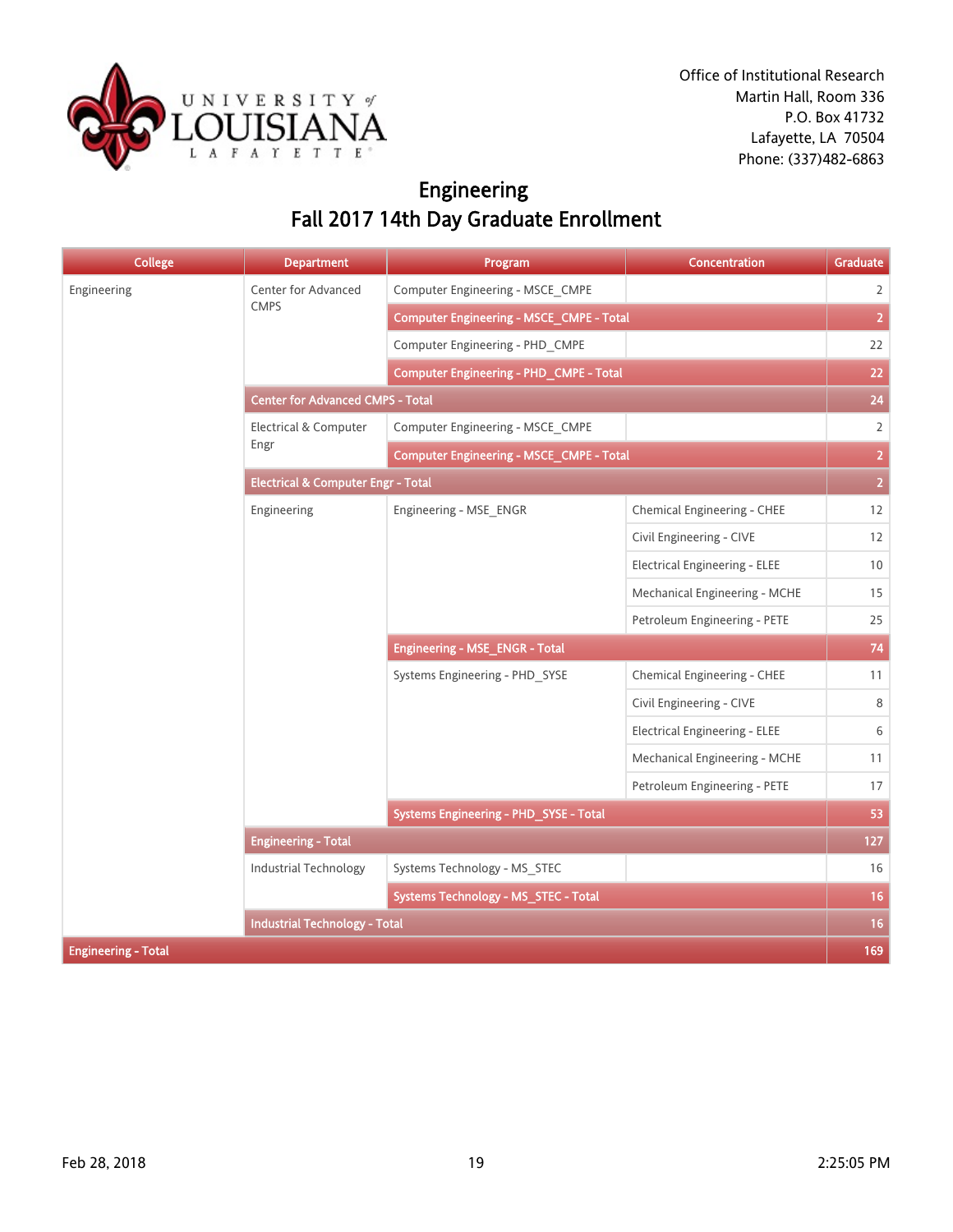Office of Institutional Research
Martin Hall, Room 336
P.O. Box 41732
Lafayette, LA 70504
Phone: (337)482-6863

# Engineering
## Fall 2017 14th Day Graduate Enrollment

| College | Department | Program | Concentration | Graduate |
|---|---|---|---|---|
| Engineering | Center for Advanced CMPS | Computer Engineering - MSCE_CMPE | | 2 |
| | | **Computer Engineering - MSCE_CMPE - Total** | | **2** |
| | | Computer Engineering - PHD_CMPE | | 22 |
| | | **Computer Engineering - PHD_CMPE - Total** | | **22** |
| | **Center for Advanced CMPS - Total** | | | **24** |
| | Electrical & Computer Engr | Computer Engineering - MSCE_CMPE | | 2 |
| | | **Computer Engineering - MSCE_CMPE - Total** | | **2** |
| | **Electrical & Computer Engr - Total** | | | **2** |
| | Engineering | Engineering - MSE_ENGR | Chemical Engineering - CHEE | 12 |
| | | | Civil Engineering - CIVE | 12 |
| | | | Electrical Engineering - ELEE | 10 |
| | | | Mechanical Engineering - MCHE | 15 |
| | | | Petroleum Engineering - PETE | 25 |
| | | **Engineering - MSE_ENGR - Total** | | **74** |
| | | Systems Engineering - PHD_SYSE | Chemical Engineering - CHEE | 11 |
| | | | Civil Engineering - CIVE | 8 |
| | | | Electrical Engineering - ELEE | 6 |
| | | | Mechanical Engineering - MCHE | 11 |
| | | | Petroleum Engineering - PETE | 17 |
| | | **Systems Engineering - PHD_SYSE - Total** | | **53** |
| | **Engineering - Total** | | | **127** |
| | Industrial Technology | Systems Technology - MS_STEC | | 16 |
| | | **Systems Technology - MS_STEC - Total** | | **16** |
| | **Industrial Technology - Total** | | | **16** |
| **Engineering - Total** | | | | **169** |

Feb 28, 2018 2:25:05 PM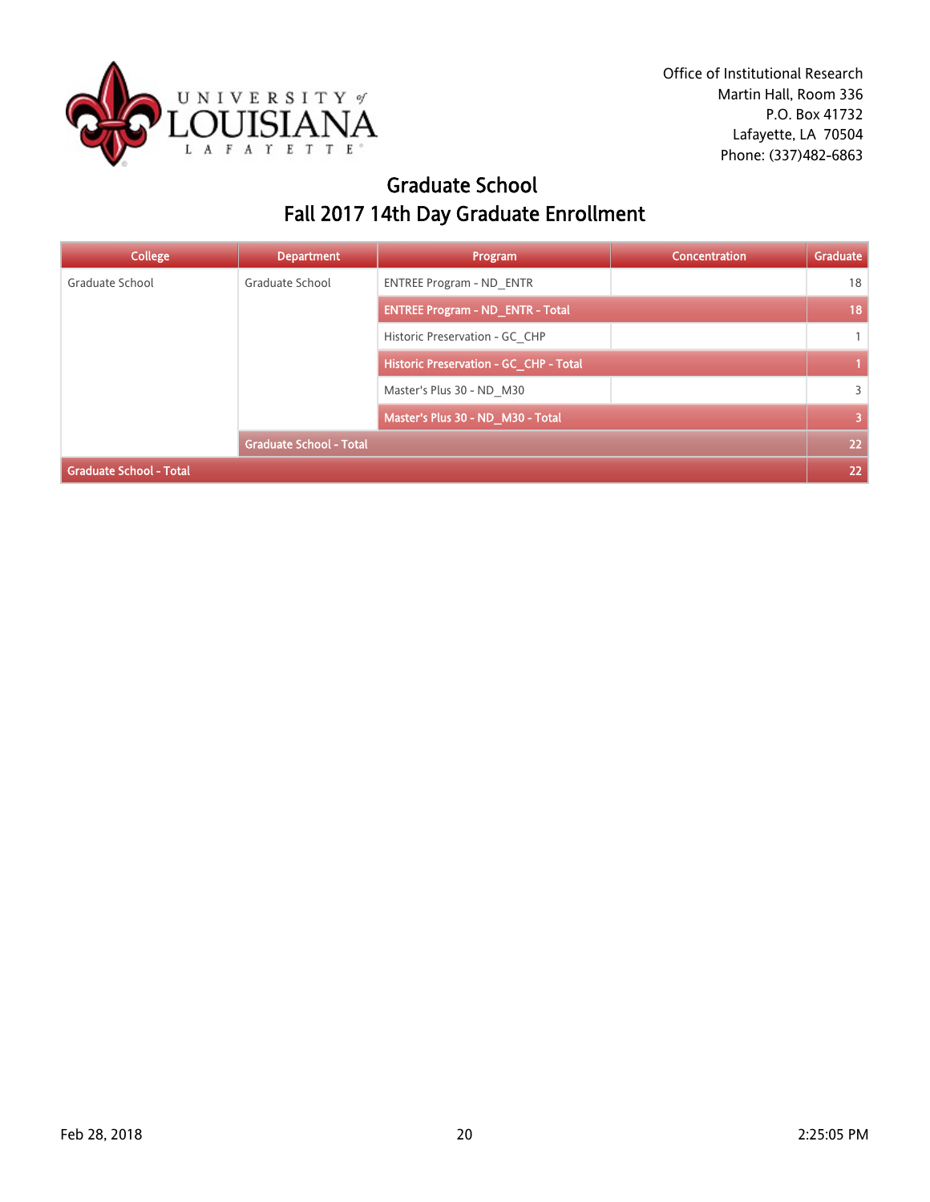Office of Institutional Research
Martin Hall, Room 336
P.O. Box 41732
Lafayette, LA 70504
Phone: (337)482-6863

# Graduate School
## Fall 2017 14th Day Graduate Enrollment

| College | Department | Program | Concentration | Graduate |
|---|---|---|---|---|
| Graduate School | Graduate School | ENTREE Program - ND_ENTR | | 18 |
| | | ENTREE Program - ND_ENTR - Total | | 18 |
| | | Historic Preservation - GC_CHP | | 1 |
| | | Historic Preservation - GC_CHP - Total | | 1 |
| | | Master's Plus 30 - ND_M30 | | 3 |
| | | Master's Plus 30 - ND_M30 - Total | | 3 |
| | Graduate School - Total | | | 22 |
| Graduate School - Total | | | | 22 |

Feb 28, 2018 2:25:05 PM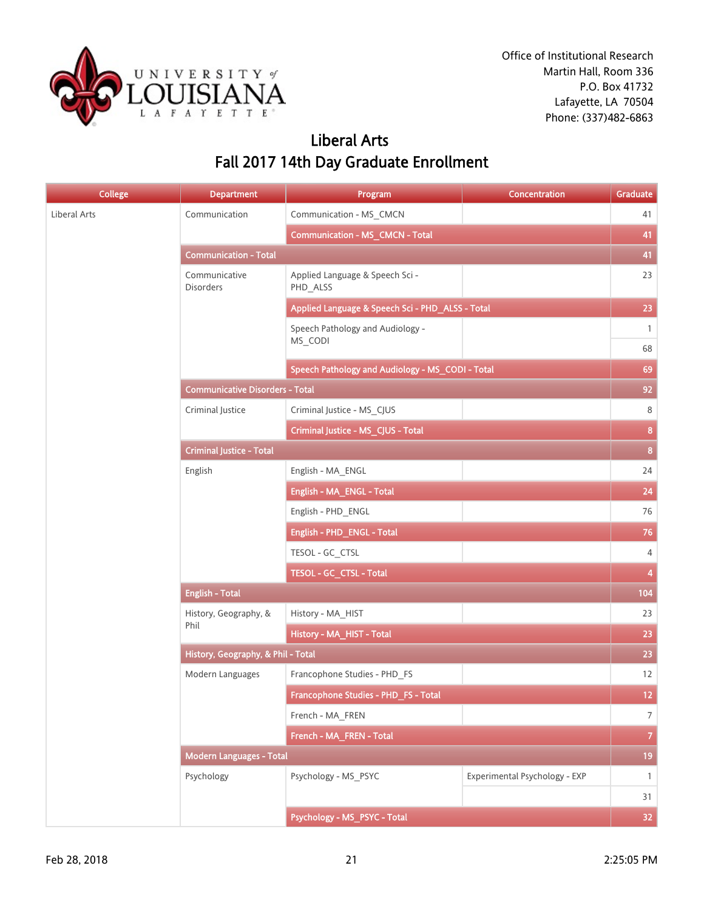Office of Institutional Research
Martin Hall, Room 336
P.O. Box 41732
Lafayette, LA 70504
Phone: (337)482-6863

# Liberal Arts
## Fall 2017 14th Day Graduate Enrollment

| College | Department | Program | Concentration | Graduate |
|---|---|---|---|---|
| Liberal Arts | Communication | Communication - MS_CMCN | | 41 |
| | | **Communication - MS_CMCN - Total** | | **41** |
| | **Communication - Total** | | | **41** |
| | Communicative Disorders | Applied Language & Speech Sci - PHD_ALSS | | 23 |
| | | **Applied Language & Speech Sci - PHD_ALSS - Total** | | **23** |
| | | Speech Pathology and Audiology - MS_CODI | | 1 |
| | | | | 68 |
| | | **Speech Pathology and Audiology - MS_CODI - Total** | | **69** |
| | **Communicative Disorders - Total** | | | **92** |
| | Criminal Justice | Criminal Justice - MS_CJUS | | 8 |
| | | **Criminal Justice - MS_CJUS - Total** | | **8** |
| | **Criminal Justice - Total** | | | **8** |
| | English | English - MA_ENGL | | 24 |
| | | **English - MA_ENGL - Total** | | **24** |
| | | English - PHD_ENGL | | 76 |
| | | **English - PHD_ENGL - Total** | | **76** |
| | | TESOL - GC_CTSL | | 4 |
| | | **TESOL - GC_CTSL - Total** | | **4** |
| | **English - Total** | | | **104** |
| | History, Geography, & Phil | History - MA_HIST | | 23 |
| | | **History - MA_HIST - Total** | | **23** |
| | **History, Geography, & Phil - Total** | | | **23** |
| | Modern Languages | Francophone Studies - PHD_FS | | 12 |
| | | **Francophone Studies - PHD_FS - Total** | | **12** |
| | | French - MA_FREN | | 7 |
| | | **French - MA_FREN - Total** | | **7** |
| | **Modern Languages - Total** | | | **19** |
| | Psychology | Psychology - MS_PSYC | Experimental Psychology - EXP | 1 |
| | | | | 31 |
| | | **Psychology - MS_PSYC - Total** | | **32** |

Feb 28, 2018 2:25:05 PM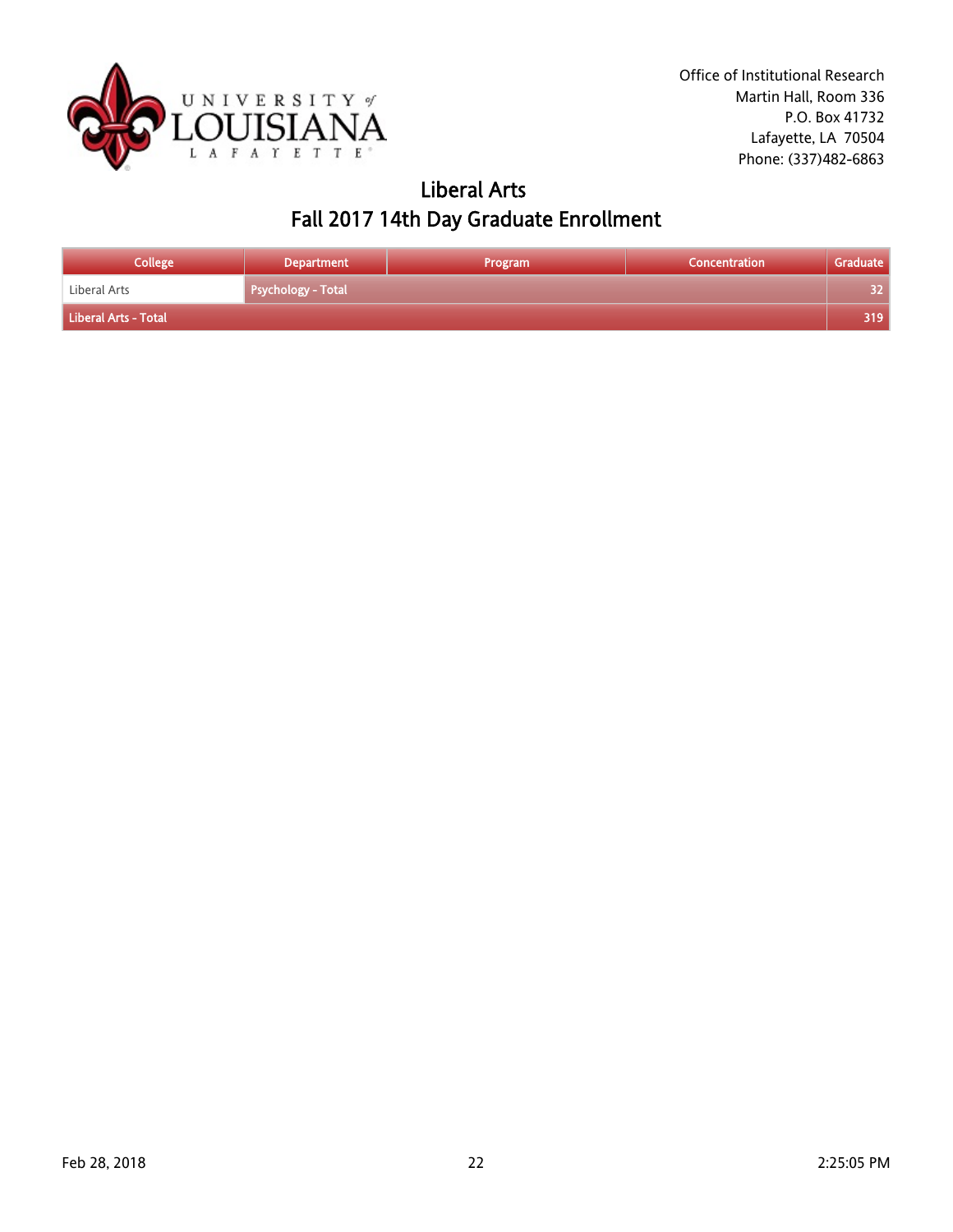Office of Institutional Research
Martin Hall, Room 336
P.O. Box 41732
Lafayette, LA 70504
Phone: (337)482-6863

# Liberal Arts
## Fall 2017 14th Day Graduate Enrollment

| College | Department | Program | Concentration | Graduate |
|---|---|---|---|---|
| Liberal Arts | Psychology - Total | | | 32 |
| Liberal Arts - Total | | | | 319 |

Feb 28, 2018 2:25:05 PM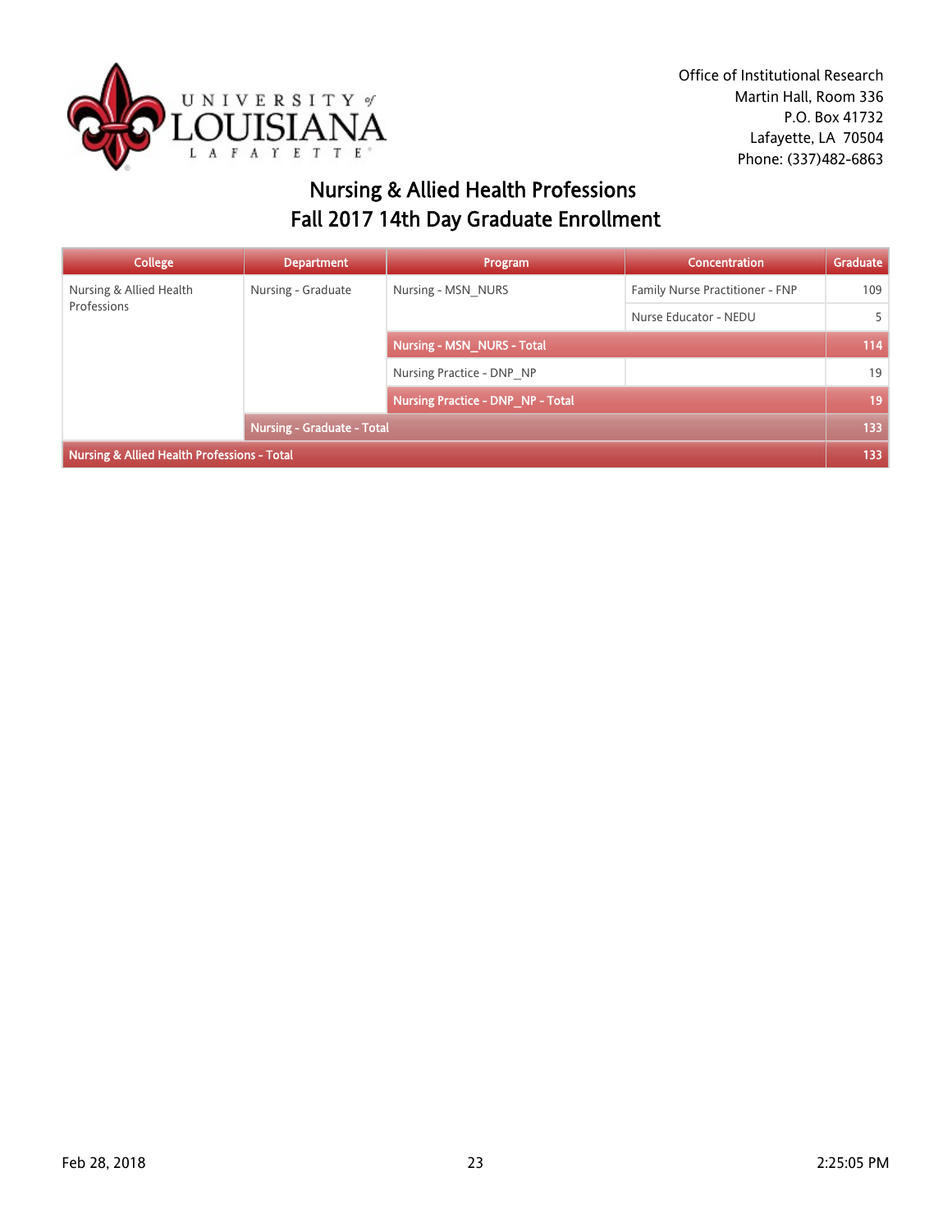Office of Institutional Research
Martin Hall, Room 336
P.O. Box 41732
Lafayette, LA 70504
Phone: (337)482-6863

# Nursing & Allied Health Professions
## Fall 2017 14th Day Graduate Enrollment

| College | Department | Program | Concentration | Graduate |
|---|---|---|---|---|
| Nursing & Allied Health Professions | Nursing - Graduate | Nursing - MSN_NURS | Family Nurse Practitioner - FNP | 109 |
| | | | Nurse Educator - NEDU | 5 |
| | | **Nursing - MSN_NURS - Total** | | **114** |
| | | Nursing Practice - DNP_NP | | 19 |
| | | **Nursing Practice - DNP_NP - Total** | | **19** |
| | **Nursing - Graduate - Total** | | | **133** |
| **Nursing & Allied Health Professions - Total** | | | | **133** |

Feb 28, 2018 2:25:05 PM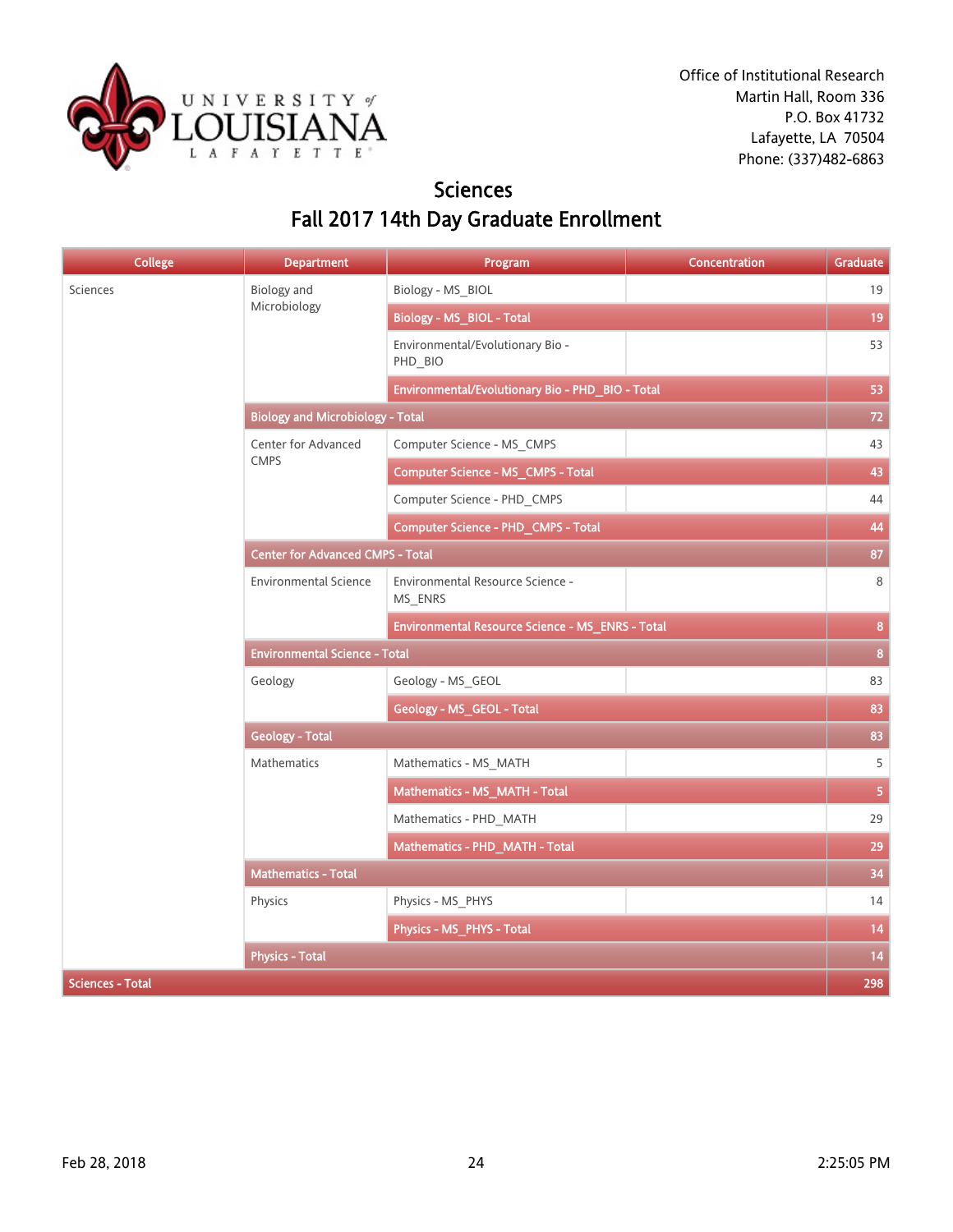Office of Institutional Research
Martin Hall, Room 336
P.O. Box 41732
Lafayette, LA 70504
Phone: (337)482-6863

# Sciences
## Fall 2017 14th Day Graduate Enrollment

| College | Department | Program | Concentration | Graduate |
|---|---|---|---|---|
| Sciences | Biology and Microbiology | Biology - MS_BIOL | | 19 |
| | | **Biology - MS_BIOL - Total** | | **19** |
| | | Environmental/Evolutionary Bio - PHD_BIO | | 53 |
| | | **Environmental/Evolutionary Bio - PHD_BIO - Total** | | **53** |
| | **Biology and Microbiology - Total** | | | **72** |
| | Center for Advanced CMPS | Computer Science - MS_CMPS | | 43 |
| | | **Computer Science - MS_CMPS - Total** | | **43** |
| | | Computer Science - PHD_CMPS | | 44 |
| | | **Computer Science - PHD_CMPS - Total** | | **44** |
| | **Center for Advanced CMPS - Total** | | | **87** |
| | Environmental Science | Environmental Resource Science - MS_ENRS | | 8 |
| | | **Environmental Resource Science - MS_ENRS - Total** | | **8** |
| | **Environmental Science - Total** | | | **8** |
| | Geology | Geology - MS_GEOL | | 83 |
| | | **Geology - MS_GEOL - Total** | | **83** |
| | **Geology - Total** | | | **83** |
| | Mathematics | Mathematics - MS_MATH | | 5 |
| | | **Mathematics - MS_MATH - Total** | | **5** |
| | | Mathematics - PHD_MATH | | 29 |
| | | **Mathematics - PHD_MATH - Total** | | **29** |
| | **Mathematics - Total** | | | **34** |
| | Physics | Physics - MS_PHYS | | 14 |
| | | **Physics - MS_PHYS - Total** | | **14** |
| | **Physics - Total** | | | **14** |
| **Sciences - Total** | | | | **298** |

Feb 28, 2018 2:25:05 PM